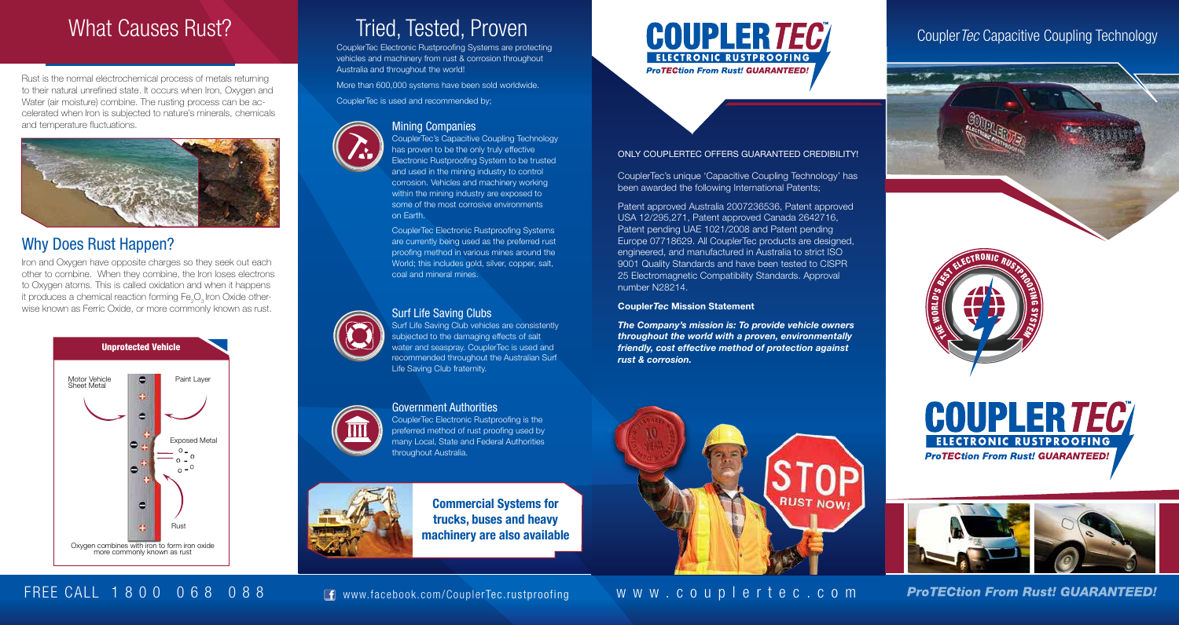# What Causes Rust?

Rust is the normal electrochemical process of metals returning to their natural unrefined state. It occurs when Iron, Oxygen and Water (air moisture) combine. The rusting process can be accelerated when Iron is subjected to nature's minerals, chemicals and temperature fluctuations.

## Why Does Rust Happen?

Iron and Oxygen have opposite charges so they seek out each other to combine. When they combine, the Iron loses electrons to Oxygen atoms. This is called oxidation and when it happens it produces a chemical reaction forming $Fe_2O_3$ Iron Oxide otherwise known as Ferric Oxide, or more commonly known as rust.

**Unprotected Vehicle**

Motor Vehicle Sheet Metal

Paint Layer

Exposed Metal

Rust

Oxygen combines with iron to form iron oxide more commonly known as rust

FREE CALL 1800 068 088

# Tried, Tested, Proven

CouplerTec Electronic Rustproofing Systems are protecting vehicles and machinery from rust & corrosion throughout Australia and throughout the world!

More than 600,000 systems have been sold worldwide.

CouplerTec is used and recommended by;

### Mining Companies

CouplerTec's Capacitive Coupling Technology has proven to be the only truly effective Electronic Rustproofing System to be trusted and used in the mining industry to control corrosion. Vehicles and machinery working within the mining industry are exposed to some of the most corrosive environments on Earth.

CouplerTec Electronic Rustproofing Systems are currently being used as the preferred rust proofing method in various mines around the World; this includes gold, silver, copper, salt, coal and mineral mines.

### Surf Life Saving Clubs

Surf Life Saving Club vehicles are consistently subjected to the damaging effects of salt water and seaspray. CouplerTec is used and recommended throughout the Australian Surf Life Saving Club fraternity.

### Government Authorities

CouplerTec Electronic Rustproofing is the preferred method of rust proofing used by many Local, State and Federal Authorities throughout Australia.

**Commercial Systems for trucks, buses and heavy machinery are also available**

www.facebook.com/CouplerTec.rustproofing

# COUPLERTEC™

ELECTRONIC RUSTPROOFING

*ProTECtion From Rust! GUARANTEED!*

ONLY COUPLERTEC OFFERS GUARANTEED CREDIBILITY!

CouplerTec's unique 'Capacitive Coupling Technology' has been awarded the following International Patents;

Patent approved Australia 2007236536, Patent approved USA 12/295,271, Patent approved Canada 2642716, Patent pending UAE 1021/2008 and Patent pending Europe 07718629. All CouplerTec products are designed, engineered, and manufactured in Australia to strict ISO 9001 Quality Standards and have been tested to CISPR 25 Electromagnetic Compatibility Standards. Approval number N28214.

**Coupler*Tec* Mission Statement**

***The Company's mission is: To provide vehicle owners throughout the world with a proven, environmentally friendly, cost effective method of protection against rust & corrosion.***

STOP RUST NOW!

www.couplertec.com

## Coupler*Tec* Capacitive Coupling Technology

THE WORLD'S BEST ELECTRONIC RUSTPROOFING SYSTEM

# COUPLERTEC™

ELECTRONIC RUSTPROOFING

*ProTECtion From Rust! GUARANTEED!*

*ProTECtion From Rust! GUARANTEED!*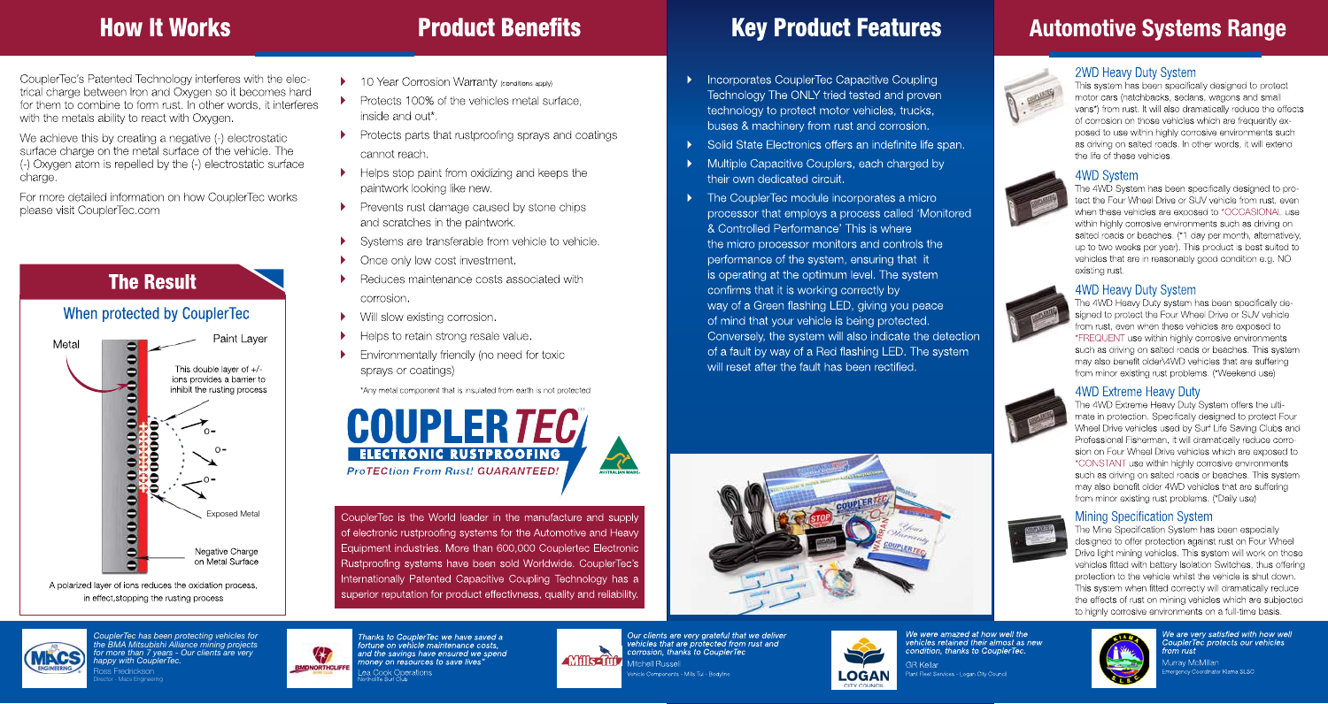## How It Works

CouplerTec's Patented Technology interferes with the electrical charge between Iron and Oxygen so it becomes hard for them to combine to form rust. In other words, it interferes with the metals ability to react with Oxygen.

We achieve this by creating a negative (-) electrostatic surface charge on the metal surface of the vehicle. The (-) Oxygen atom is repelled by the (-) electrostatic surface charge.

For more detailed information on how CouplerTec works please visit CouplerTec.com

## The Result

### When protected by CouplerTec

Metal

Paint Layer

This double layer of +/- ions provides a barrier to inhibit the rusting process

O-

O-

O-

Exposed Metal

Negative Charge on Metal Surface

A polarized layer of ions reduces the oxidation process, in effect,stopping the rusting process

## Product Benefits

- 10 Year Corrosion Warranty (conditions apply)
- Protects 100% of the vehicles metal surface, inside and out*.
- Protects parts that rustproofing sprays and coatings cannot reach.
- Helps stop paint from oxidizing and keeps the paintwork looking like new.
- Prevents rust damage caused by stone chips and scratches in the paintwork.
- Systems are transferable from vehicle to vehicle.
- Once only low cost investment.
- Reduces maintenance costs associated with corrosion.
- Will slow existing corrosion.
- Helps to retain strong resale value.
- Environmentally friendly (no need for toxic sprays or coatings)

*Any metal component that is insulated from earth is not protected

**COUPLERTEC** ELECTRONIC RUSTPROOFING
*ProTECtion From Rust! GUARANTEED!*

AUSTRALIAN MADE

CouplerTec is the World leader in the manufacture and supply of electronic rustproofing systems for the Automotive and Heavy Equipment industries. More than 600,000 Couplertec Electronic Rustproofing systems have been sold Worldwide. CouplerTec's Internationally Patented Capacitive Coupling Technology has a superior reputation for product effectivness, quality and reliability.

## Key Product Features

- Incorporates CouplerTec Capacitive Coupling Technology The ONLY tried tested and proven technology to protect motor vehicles, trucks, buses & machinery from rust and corrosion.
- Solid State Electronics offers an indefinite life span.
- Multiple Capacitive Couplers, each charged by their own dedicated circuit.
- The CouplerTec module incorporates a micro processor that employs a process called 'Monitored & Controlled Performance' This is where the micro processor monitors and controls the performance of the system, ensuring that it is operating at the optimum level. The system confirms that it is working correctly by way of a Green flashing LED, giving you peace of mind that your vehicle is being protected. Conversely, the system will also indicate the detection of a fault by way of a Red flashing LED. The system will reset after the fault has been rectified.

## Automotive Systems Range

### 2WD Heavy Duty System

This system has been specifically designed to protect motor cars (hatchbacks, sedans, wagons and small vans*) from rust. It will also dramatically reduce the effects of corrosion on those vehicles which are frequently exposed to use within highly corrosive environments such as driving on salted roads. In other words, it will extend the life of these vehicles.

### 4WD System

The 4WD System has been specifically designed to protect the Four Wheel Drive or SUV vehicle from rust, even when these vehicles are exposed to *OCCASIONAL use within highly corrosive environments such as driving on salted roads or beaches. (*1 day per month, alternatively, up to two weeks per year). This product is best suited to vehicles that are in reasonably good condition e.g. NO existing rust.

### 4WD Heavy Duty System

The 4WD Heavy Duty system has been specifically designed to protect the Four Wheel Drive or SUV vehicle from rust, even when these vehicles are exposed to *FREQUENT use within highly corrosive environments such as driving on salted roads or beaches. This system may also benefit older4WD vehicles that are suffering from minor existing rust problems. (*Weekend use)

### 4WD Extreme Heavy Duty

The 4WD Extreme Heavy Duty System offers the ultimate in protection. Specifically designed to protect Four Wheel Drive vehicles used by Surf Life Saving Clubs and Professional Fisherman, it will dramatically reduce corrosion on Four Wheel Drive vehicles which are exposed to *CONSTANT use within highly corrosive environments such as driving on salted roads or beaches. This system may also benefit older 4WD vehicles that are suffering from minor existing rust problems. (*Daily use)

### Mining Specification System

The Mine Specification System has been especially designed to offer protection against rust on Four Wheel Drive light mining vehicles. This system will work on those vehicles fitted with battery Isolation Switches, thus offering protection to the vehicle whilst the vehicle is shut down. This system when fitted correctly will dramatically reduce the effects of rust on mining vehicles which are subjected to highly corrosive environments on a full-time basis.

---

*CouplerTec has been protecting vehicles for the BMA Mitsubishi Alliance mining projects for more than 7 years - Our clients are very happy with CouplerTec.*
Ross Fredrickson
Director - Macs Engineering

*Thanks to CouplerTec we have saved a fortune on vehicle maintenance costs, and the savings have ensured we spend money on resources to save lives"*
Lea Cook Operations
Northcliffe Surf Club

*Our clients are very grateful that we deliver vehicles that are protected from rust and corrosion, thanks to CouplerTec*
Mitchell Russell
Vehicle Components - Mills Tui - Bodyline

*We were amazed at how well the vehicles retained their almost as new condition, thanks to CouplerTec.*
GR Kellar
Plant Fleet Services - Logan City Council

*We are very satisfied with how well CouplerTec protects our vehicles from rust*
Murray McMillan
Emergency Coordinator Kiama SLSC